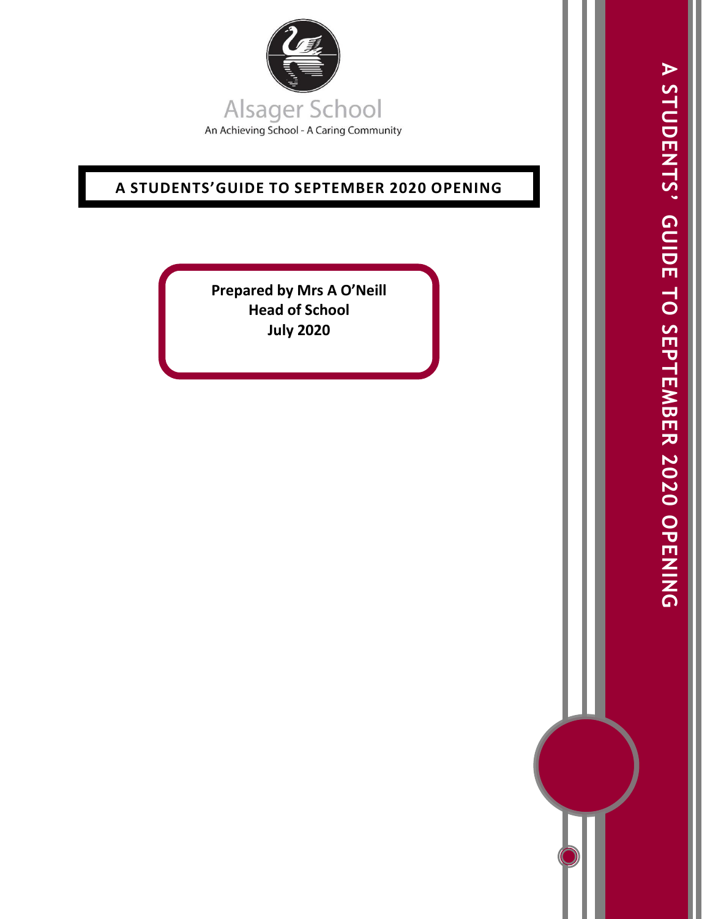Alsager School

An Achieving School - A Caring Community

# A STUDENTS'GUIDE TO SEPTEMBER 2020 OPENING

**Prepared by Mrs A O'Neill**
**Head of School**
**July 2020**

A STUDENTS' GUIDE TO SEPTEMBER 2020 OPENING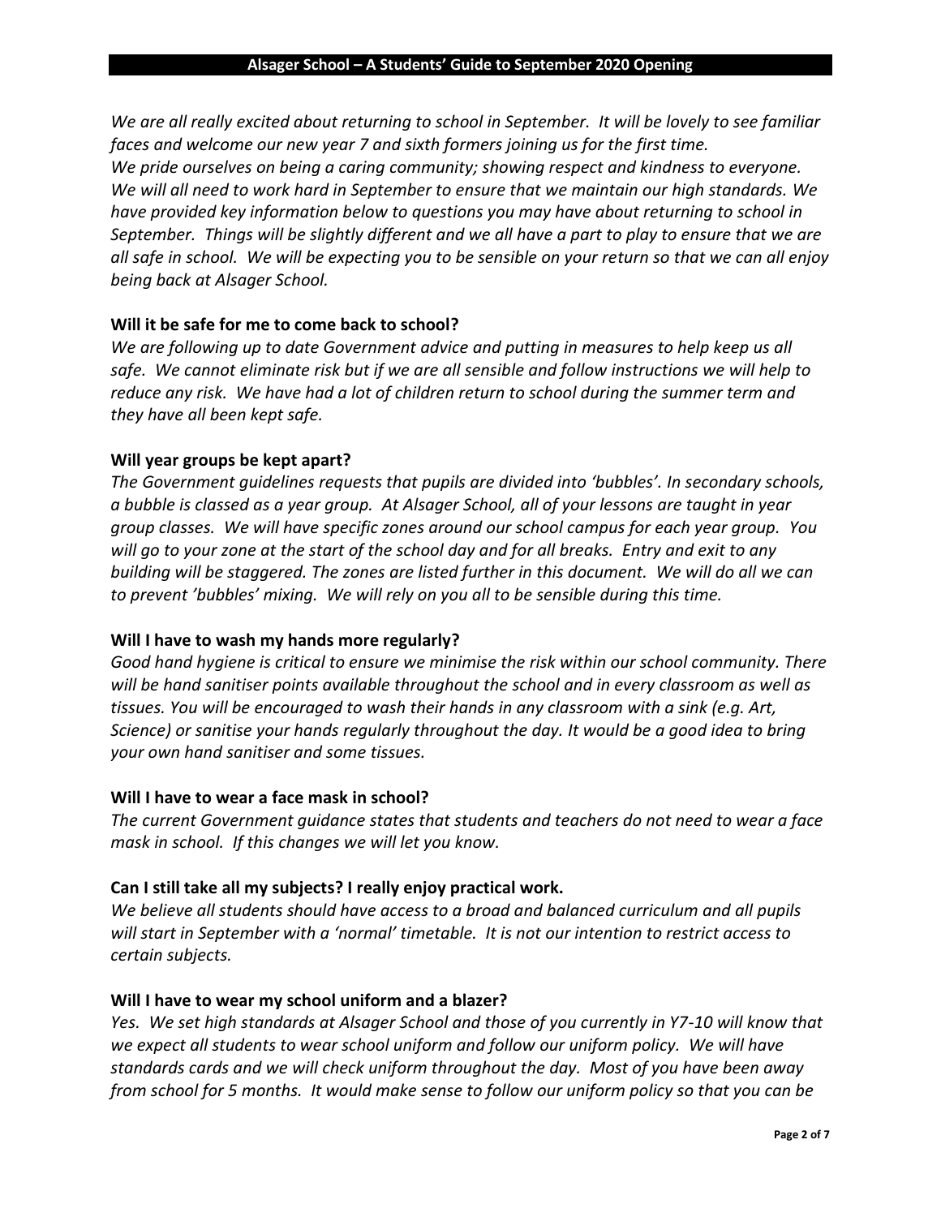*We are all really excited about returning to school in September. It will be lovely to see familiar faces and welcome our new year 7 and sixth formers joining us for the first time. We pride ourselves on being a caring community; showing respect and kindness to everyone. We will all need to work hard in September to ensure that we maintain our high standards. We have provided key information below to questions you may have about returning to school in September. Things will be slightly different and we all have a part to play to ensure that we are all safe in school. We will be expecting you to be sensible on your return so that we can all enjoy being back at Alsager School.*

**Will it be safe for me to come back to school?**

*We are following up to date Government advice and putting in measures to help keep us all safe. We cannot eliminate risk but if we are all sensible and follow instructions we will help to reduce any risk. We have had a lot of children return to school during the summer term and they have all been kept safe.*

**Will year groups be kept apart?**

*The Government guidelines requests that pupils are divided into 'bubbles'. In secondary schools, a bubble is classed as a year group. At Alsager School, all of your lessons are taught in year group classes. We will have specific zones around our school campus for each year group. You will go to your zone at the start of the school day and for all breaks. Entry and exit to any building will be staggered. The zones are listed further in this document. We will do all we can to prevent 'bubbles' mixing. We will rely on you all to be sensible during this time.*

**Will I have to wash my hands more regularly?**

*Good hand hygiene is critical to ensure we minimise the risk within our school community. There will be hand sanitiser points available throughout the school and in every classroom as well as tissues. You will be encouraged to wash their hands in any classroom with a sink (e.g. Art, Science) or sanitise your hands regularly throughout the day. It would be a good idea to bring your own hand sanitiser and some tissues.*

**Will I have to wear a face mask in school?**

*The current Government guidance states that students and teachers do not need to wear a face mask in school. If this changes we will let you know.*

**Can I still take all my subjects? I really enjoy practical work.**

*We believe all students should have access to a broad and balanced curriculum and all pupils will start in September with a 'normal' timetable. It is not our intention to restrict access to certain subjects.*

**Will I have to wear my school uniform and a blazer?**

*Yes. We set high standards at Alsager School and those of you currently in Y7-10 will know that we expect all students to wear school uniform and follow our uniform policy. We will have standards cards and we will check uniform throughout the day. Most of you have been away from school for 5 months. It would make sense to follow our uniform policy so that you can be*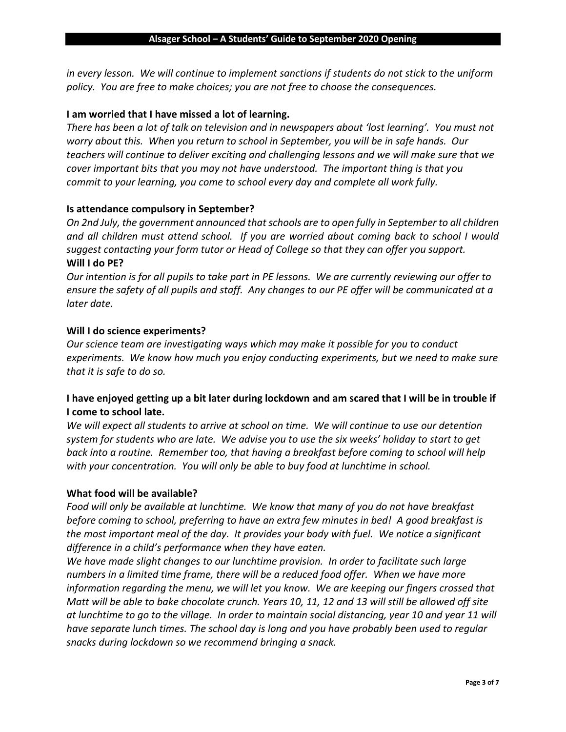*in every lesson. We will continue to implement sanctions if students do not stick to the uniform policy. You are free to make choices; you are not free to choose the consequences.*

**I am worried that I have missed a lot of learning.**

*There has been a lot of talk on television and in newspapers about 'lost learning'. You must not worry about this. When you return to school in September, you will be in safe hands. Our teachers will continue to deliver exciting and challenging lessons and we will make sure that we cover important bits that you may not have understood. The important thing is that you commit to your learning, you come to school every day and complete all work fully.*

**Is attendance compulsory in September?**

*On 2nd July, the government announced that schools are to open fully in September to all children and all children must attend school. If you are worried about coming back to school I would suggest contacting your form tutor or Head of College so that they can offer you support.*

**Will I do PE?**

*Our intention is for all pupils to take part in PE lessons. We are currently reviewing our offer to ensure the safety of all pupils and staff. Any changes to our PE offer will be communicated at a later date.*

**Will I do science experiments?**

*Our science team are investigating ways which may make it possible for you to conduct experiments. We know how much you enjoy conducting experiments, but we need to make sure that it is safe to do so.*

**I have enjoyed getting up a bit later during lockdown and am scared that I will be in trouble if I come to school late.**

*We will expect all students to arrive at school on time. We will continue to use our detention system for students who are late. We advise you to use the six weeks' holiday to start to get back into a routine. Remember too, that having a breakfast before coming to school will help with your concentration. You will only be able to buy food at lunchtime in school.*

**What food will be available?**

*Food will only be available at lunchtime. We know that many of you do not have breakfast before coming to school, preferring to have an extra few minutes in bed! A good breakfast is the most important meal of the day. It provides your body with fuel. We notice a significant difference in a child's performance when they have eaten.*

*We have made slight changes to our lunchtime provision. In order to facilitate such large numbers in a limited time frame, there will be a reduced food offer. When we have more information regarding the menu, we will let you know. We are keeping our fingers crossed that Matt will be able to bake chocolate crunch. Years 10, 11, 12 and 13 will still be allowed off site at lunchtime to go to the village. In order to maintain social distancing, year 10 and year 11 will have separate lunch times. The school day is long and you have probably been used to regular snacks during lockdown so we recommend bringing a snack.*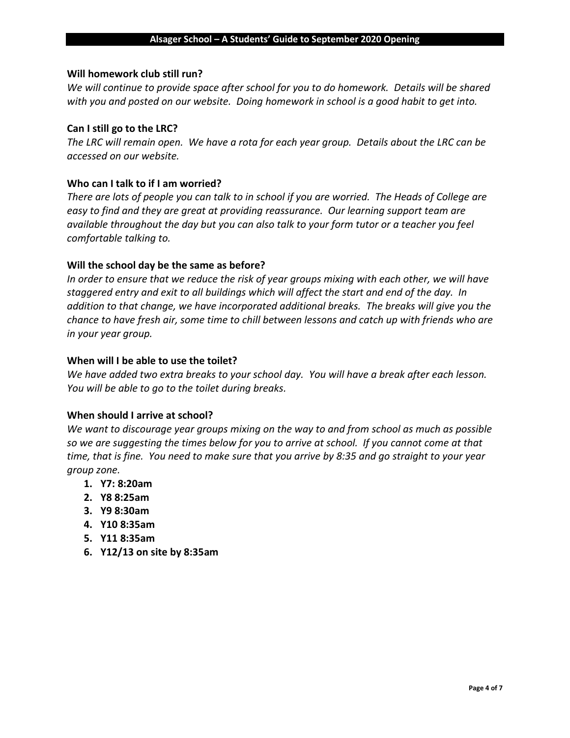**Will homework club still run?**

*We will continue to provide space after school for you to do homework. Details will be shared with you and posted on our website. Doing homework in school is a good habit to get into.*

**Can I still go to the LRC?**

*The LRC will remain open. We have a rota for each year group. Details about the LRC can be accessed on our website.*

**Who can I talk to if I am worried?**

*There are lots of people you can talk to in school if you are worried. The Heads of College are easy to find and they are great at providing reassurance. Our learning support team are available throughout the day but you can also talk to your form tutor or a teacher you feel comfortable talking to.*

**Will the school day be the same as before?**

*In order to ensure that we reduce the risk of year groups mixing with each other, we will have staggered entry and exit to all buildings which will affect the start and end of the day. In addition to that change, we have incorporated additional breaks. The breaks will give you the chance to have fresh air, some time to chill between lessons and catch up with friends who are in your year group.*

**When will I be able to use the toilet?**

*We have added two extra breaks to your school day. You will have a break after each lesson. You will be able to go to the toilet during breaks.*

**When should I arrive at school?**

*We want to discourage year groups mixing on the way to and from school as much as possible so we are suggesting the times below for you to arrive at school. If you cannot come at that time, that is fine. You need to make sure that you arrive by 8:35 and go straight to your year group zone.*

1. **Y7: 8:20am**
2. **Y8 8:25am**
3. **Y9 8:30am**
4. **Y10 8:35am**
5. **Y11 8:35am**
6. **Y12/13 on site by 8:35am**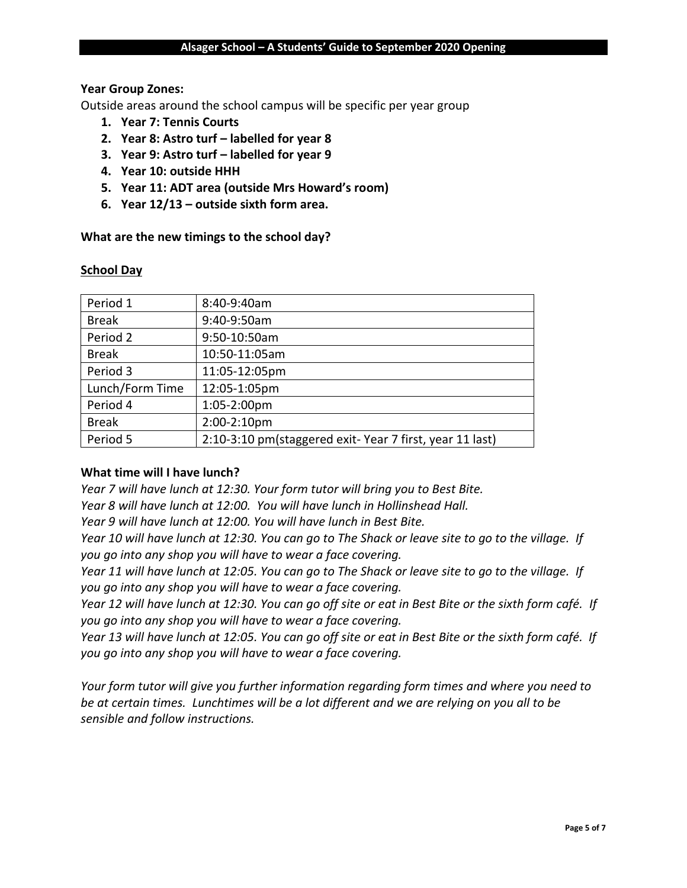**Year Group Zones:**

Outside areas around the school campus will be specific per year group

1. **Year 7: Tennis Courts**
2. **Year 8: Astro turf – labelled for year 8**
3. **Year 9: Astro turf – labelled for year 9**
4. **Year 10: outside HHH**
5. **Year 11: ADT area (outside Mrs Howard's room)**
6. **Year 12/13 – outside sixth form area.**

**What are the new timings to the school day?**

**School Day**

| Period 1 | 8:40-9:40am |
|---|---|
| Break | 9:40-9:50am |
| Period 2 | 9:50-10:50am |
| Break | 10:50-11:05am |
| Period 3 | 11:05-12:05pm |
| Lunch/Form Time | 12:05-1:05pm |
| Period 4 | 1:05-2:00pm |
| Break | 2:00-2:10pm |
| Period 5 | 2:10-3:10 pm(staggered exit- Year 7 first, year 11 last) |

**What time will I have lunch?**

*Year 7 will have lunch at 12:30. Your form tutor will bring you to Best Bite.*
*Year 8 will have lunch at 12:00. You will have lunch in Hollinshead Hall.*
*Year 9 will have lunch at 12:00. You will have lunch in Best Bite.*
*Year 10 will have lunch at 12:30. You can go to The Shack or leave site to go to the village. If you go into any shop you will have to wear a face covering.*
*Year 11 will have lunch at 12:05. You can go to The Shack or leave site to go to the village. If you go into any shop you will have to wear a face covering.*
*Year 12 will have lunch at 12:30. You can go off site or eat in Best Bite or the sixth form café. If you go into any shop you will have to wear a face covering.*
*Year 13 will have lunch at 12:05. You can go off site or eat in Best Bite or the sixth form café. If you go into any shop you will have to wear a face covering.*

*Your form tutor will give you further information regarding form times and where you need to be at certain times. Lunchtimes will be a lot different and we are relying on you all to be sensible and follow instructions.*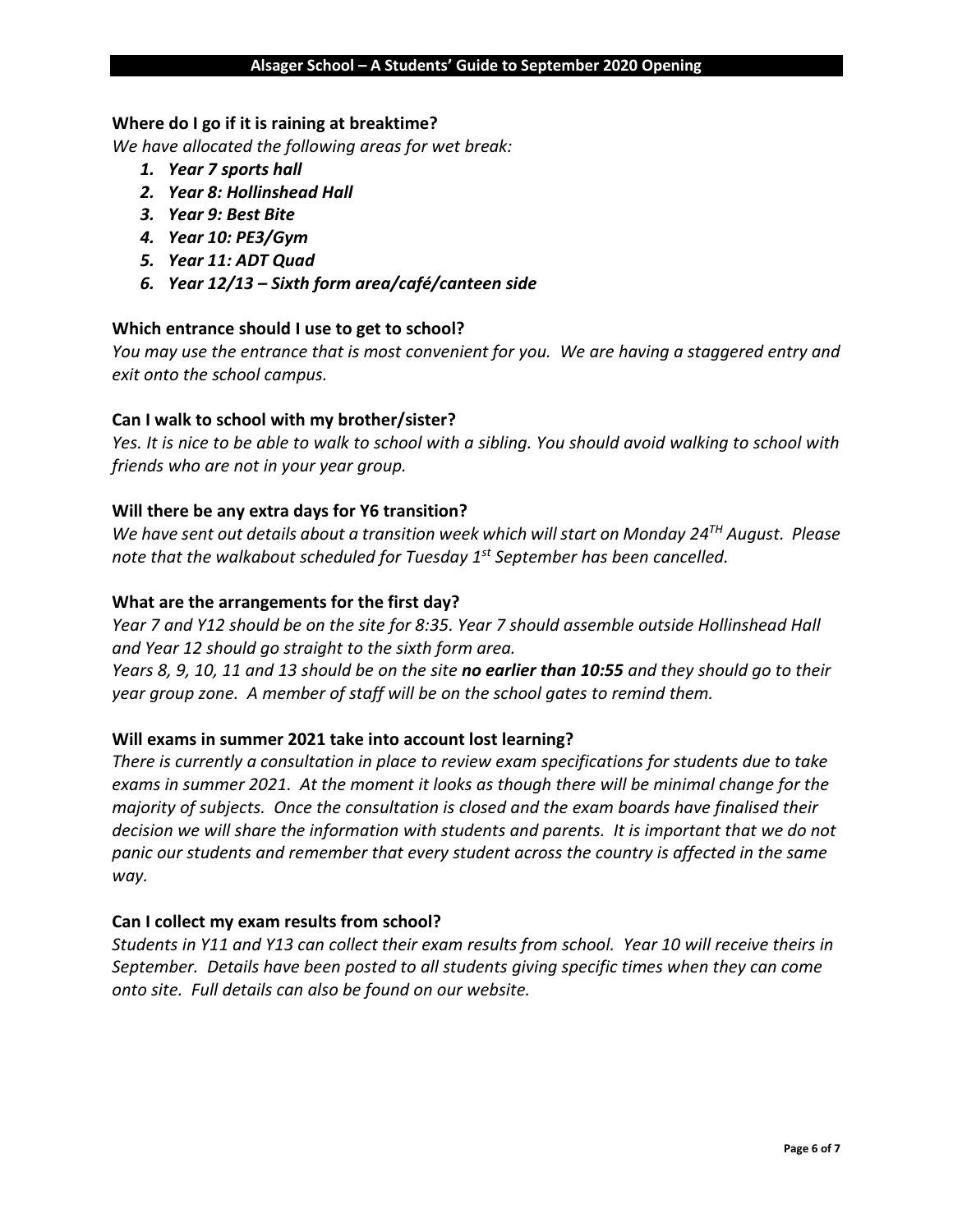**Where do I go if it is raining at breaktime?**

*We have allocated the following areas for wet break:*

1. ***Year 7 sports hall***
2. ***Year 8: Hollinshead Hall***
3. ***Year 9: Best Bite***
4. ***Year 10: PE3/Gym***
5. ***Year 11: ADT Quad***
6. ***Year 12/13 – Sixth form area/café/canteen side***

**Which entrance should I use to get to school?**

*You may use the entrance that is most convenient for you. We are having a staggered entry and exit onto the school campus.*

**Can I walk to school with my brother/sister?**

*Yes. It is nice to be able to walk to school with a sibling. You should avoid walking to school with friends who are not in your year group.*

**Will there be any extra days for Y6 transition?**

*We have sent out details about a transition week which will start on Monday 24TH August. Please note that the walkabout scheduled for Tuesday 1st September has been cancelled.*

**What are the arrangements for the first day?**

*Year 7 and Y12 should be on the site for 8:35. Year 7 should assemble outside Hollinshead Hall and Year 12 should go straight to the sixth form area.*

*Years 8, 9, 10, 11 and 13 should be on the site* ***no earlier than 10:55*** *and they should go to their year group zone. A member of staff will be on the school gates to remind them.*

**Will exams in summer 2021 take into account lost learning?**

*There is currently a consultation in place to review exam specifications for students due to take exams in summer 2021. At the moment it looks as though there will be minimal change for the majority of subjects. Once the consultation is closed and the exam boards have finalised their decision we will share the information with students and parents. It is important that we do not panic our students and remember that every student across the country is affected in the same way.*

**Can I collect my exam results from school?**

*Students in Y11 and Y13 can collect their exam results from school. Year 10 will receive theirs in September. Details have been posted to all students giving specific times when they can come onto site. Full details can also be found on our website.*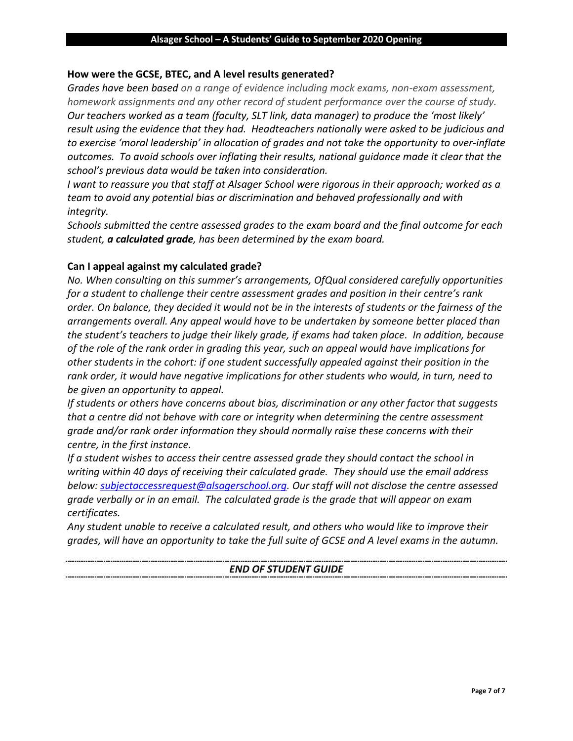## How were the GCSE, BTEC, and A level results generated?

*Grades have been based on a range of evidence including mock exams, non-exam assessment, homework assignments and any other record of student performance over the course of study. Our teachers worked as a team (faculty, SLT link, data manager) to produce the 'most likely' result using the evidence that they had. Headteachers nationally were asked to be judicious and to exercise 'moral leadership' in allocation of grades and not take the opportunity to over-inflate outcomes. To avoid schools over inflating their results, national guidance made it clear that the school's previous data would be taken into consideration.*

*I want to reassure you that staff at Alsager School were rigorous in their approach; worked as a team to avoid any potential bias or discrimination and behaved professionally and with integrity.*

*Schools submitted the centre assessed grades to the exam board and the final outcome for each student, **a calculated grade**, has been determined by the exam board.*

## Can I appeal against my calculated grade?

*No. When consulting on this summer's arrangements, OfQual considered carefully opportunities for a student to challenge their centre assessment grades and position in their centre's rank order. On balance, they decided it would not be in the interests of students or the fairness of the arrangements overall. Any appeal would have to be undertaken by someone better placed than the student's teachers to judge their likely grade, if exams had taken place. In addition, because of the role of the rank order in grading this year, such an appeal would have implications for other students in the cohort: if one student successfully appealed against their position in the rank order, it would have negative implications for other students who would, in turn, need to be given an opportunity to appeal.*

*If students or others have concerns about bias, discrimination or any other factor that suggests that a centre did not behave with care or integrity when determining the centre assessment grade and/or rank order information they should normally raise these concerns with their centre, in the first instance.*

*If a student wishes to access their centre assessed grade they should contact the school in writing within 40 days of receiving their calculated grade. They should use the email address below: subjectaccessrequest@alsagerschool.org. Our staff will not disclose the centre assessed grade verbally or in an email. The calculated grade is the grade that will appear on exam certificates.*

*Any student unable to receive a calculated result, and others who would like to improve their grades, will have an opportunity to take the full suite of GCSE and A level exams in the autumn.*

---

*END OF STUDENT GUIDE*